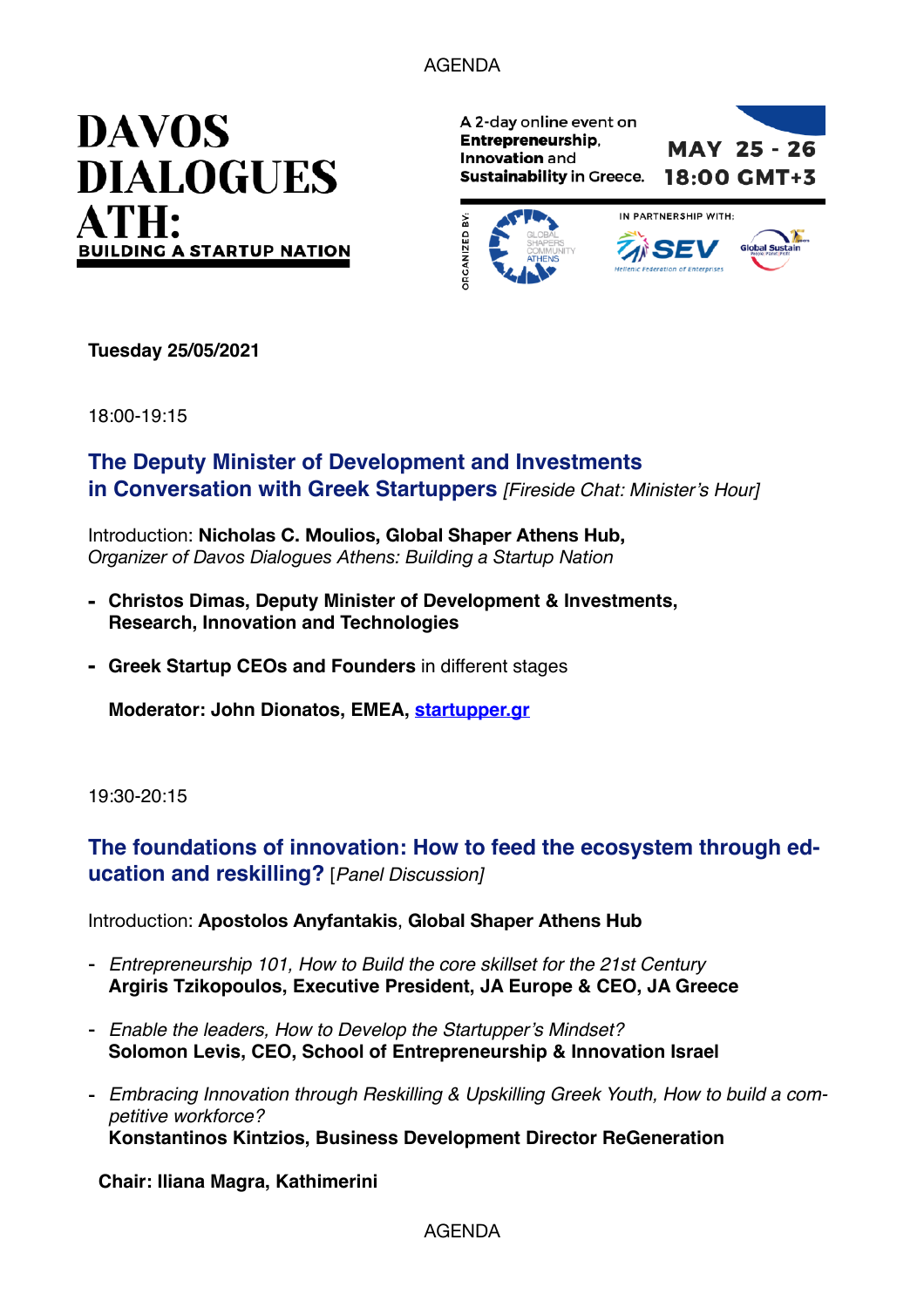# DAVOS DIALOGUES ATH:

**BUILDING A STARTUP NATION**

A 2-day online event on **Entrepreneurship**, **Innovation** and **Sustainability** in Greece.

**MAY 25 - 26**
**18:00 GMT+3**

ORGANIZED BY: Global Shapers Community Athens

IN PARTNERSHIP WITH: SEV Hellenic Federation of Enterprises, Global Sustain

**Tuesday 25/05/2021**

18:00-19:15

## The Deputy Minister of Development and Investments in Conversation with Greek Startuppers *[Fireside Chat: Minister's Hour]*

Introduction: **Nicholas C. Moulios, Global Shaper Athens Hub,**
*Organizer of Davos Dialogues Athens: Building a Startup Nation*

- **Christos Dimas, Deputy Minister of Development & Investments, Research, Innovation and Technologies**
- **Greek Startup CEOs and Founders** in different stages

**Moderator: John Dionatos, EMEA, [startupper.gr](startupper.gr)**

19:30-20:15

## The foundations of innovation: How to feed the ecosystem through education and reskilling? [*Panel Discussion]*

Introduction: **Apostolos Anyfantakis**, **Global Shaper Athens Hub**

- *Entrepreneurship 101, How to Build the core skillset for the 21st Century*
  **Argiris Tzikopoulos, Executive President, JA Europe & CEO, JA Greece**
- *Enable the leaders, How to Develop the Startupper's Mindset?*
  **Solomon Levis, CEO, School of Entrepreneurship & Innovation Israel**
- *Embracing Innovation through Reskilling & Upskilling Greek Youth, How to build a competitive workforce?*
  **Konstantinos Kintzios, Business Development Director ReGeneration**

**Chair: Iliana Magra, Kathimerini**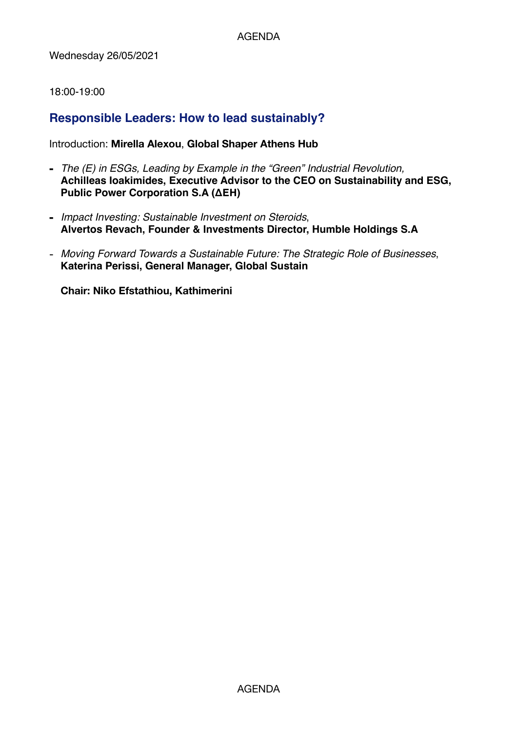Wednesday 26/05/2021

18:00-19:00

## Responsible Leaders: How to lead sustainably?

Introduction: **Mirella Alexou**, **Global Shaper Athens Hub**

- *The (E) in ESGs, Leading by Example in the "Green" Industrial Revolution,*
  **Achilleas Ioakimides, Executive Advisor to the CEO on Sustainability and ESG, Public Power Corporation S.A (ΔΕΗ)**

- *Impact Investing: Sustainable Investment on Steroids*,
  **Alvertos Revach, Founder & Investments Director, Humble Holdings S.A**

- *Moving Forward Towards a Sustainable Future: The Strategic Role of Businesses*,
  **Katerina Perissi, General Manager, Global Sustain**

**Chair: Niko Efstathiou, Kathimerini**